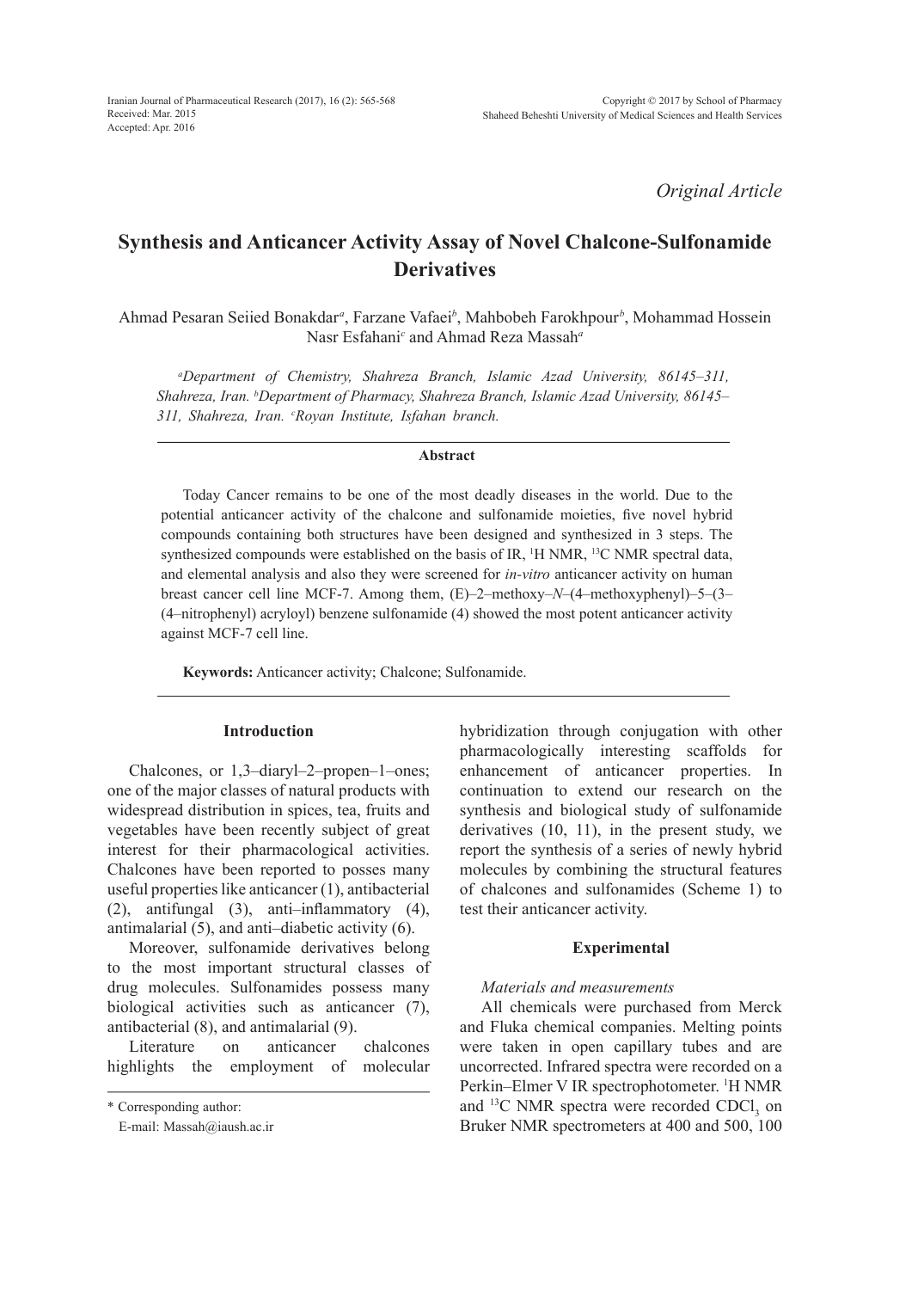*Original Article*

# Synthesis and Anticancer Activity Assay of Novel Chalcone-Sulfonamide Derivatives

Ahmad Pesaran Seiied Bonakdar[a], Farzane Vafaei[b], Mahbobeh Farokhpour[b], Mohammad Hossein Nasr Esfahani[c] and Ahmad Reza Massah[a]

*[a]Department of Chemistry, Shahreza Branch, Islamic Azad University, 86145–311, Shahreza, Iran. [b]Department of Pharmacy, Shahreza Branch, Islamic Azad University, 86145–311, Shahreza, Iran. [c]Royan Institute, Isfahan branch.*

### Abstract

Today Cancer remains to be one of the most deadly diseases in the world. Due to the potential anticancer activity of the chalcone and sulfonamide moieties, five novel hybrid compounds containing both structures have been designed and synthesized in 3 steps. The synthesized compounds were established on the basis of IR, $^{1}H$ NMR, $^{13}C$ NMR spectral data, and elemental analysis and also they were screened for *in-vitro* anticancer activity on human breast cancer cell line MCF-7. Among them, (E)–2–methoxy–*N*–(4–methoxyphenyl)–5–(3–(4–nitrophenyl) acryloyl) benzene sulfonamide (4) showed the most potent anticancer activity against MCF-7 cell line.

**Keywords:** Anticancer activity; Chalcone; Sulfonamide.

## Introduction

Chalcones, or 1,3–diaryl–2–propen–1–ones; one of the major classes of natural products with widespread distribution in spices, tea, fruits and vegetables have been recently subject of great interest for their pharmacological activities. Chalcones have been reported to posses many useful properties like anticancer (1), antibacterial (2), antifungal (3), anti–inflammatory (4), antimalarial (5), and anti–diabetic activity (6).

Moreover, sulfonamide derivatives belong to the most important structural classes of drug molecules. Sulfonamides possess many biological activities such as anticancer (7), antibacterial (8), and antimalarial (9).

Literature on anticancer chalcones highlights the employment of molecular hybridization through conjugation with other pharmacologically interesting scaffolds for enhancement of anticancer properties. In continuation to extend our research on the synthesis and biological study of sulfonamide derivatives (10, 11), in the present study, we report the synthesis of a series of newly hybrid molecules by combining the structural features of chalcones and sulfonamides (Scheme 1) to test their anticancer activity.

## Experimental

*Materials and measurements*

All chemicals were purchased from Merck and Fluka chemical companies. Melting points were taken in open capillary tubes and are uncorrected. Infrared spectra were recorded on a Perkin–Elmer V IR spectrophotometer. $^{1}H$ NMR and $^{13}C$ NMR spectra were recorded $CDCl_3$ on Bruker NMR spectrometers at 400 and 500, 100

\* Corresponding author:
E-mail: Massah@iaush.ac.ir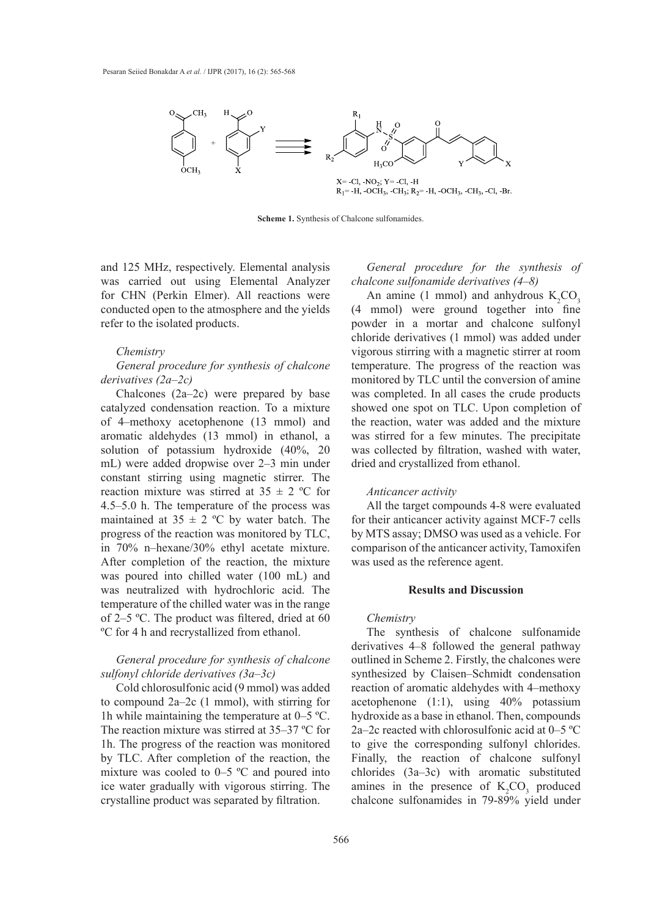X= -Cl, -$NO_2$; Y= -Cl, -H

$R_1$= -H, -$OCH_3$, -$CH_3$; $R_2$= -H, -$OCH_3$, -$CH_3$, -Cl, -Br.

**Scheme 1.** Synthesis of Chalcone sulfonamides.

and 125 MHz, respectively. Elemental analysis was carried out using Elemental Analyzer for CHN (Perkin Elmer). All reactions were conducted open to the atmosphere and the yields refer to the isolated products.

### *Chemistry*

*General procedure for synthesis of chalcone derivatives (2a–2c)*

Chalcones (2a–2c) were prepared by base catalyzed condensation reaction. To a mixture of 4–methoxy acetophenone (13 mmol) and aromatic aldehydes (13 mmol) in ethanol, a solution of potassium hydroxide (40%, 20 mL) were added dropwise over 2–3 min under constant stirring using magnetic stirrer. The reaction mixture was stirred at 35 ± 2 ºC for 4.5–5.0 h. The temperature of the process was maintained at 35 ± 2 ºC by water batch. The progress of the reaction was monitored by TLC, in 70% n–hexane/30% ethyl acetate mixture. After completion of the reaction, the mixture was poured into chilled water (100 mL) and was neutralized with hydrochloric acid. The temperature of the chilled water was in the range of 2–5 ºC. The product was filtered, dried at 60 ºC for 4 h and recrystallized from ethanol.

*General procedure for synthesis of chalcone sulfonyl chloride derivatives (3a–3c)*

Cold chlorosulfonic acid (9 mmol) was added to compound 2a–2c (1 mmol), with stirring for 1h while maintaining the temperature at 0–5 ºC. The reaction mixture was stirred at 35–37 ºC for 1h. The progress of the reaction was monitored by TLC. After completion of the reaction, the mixture was cooled to 0–5 ºC and poured into ice water gradually with vigorous stirring. The crystalline product was separated by filtration.

*General procedure for the synthesis of chalcone sulfonamide derivatives (4–8)*

An amine (1 mmol) and anhydrous $K_2CO_3$ (4 mmol) were ground together into fine powder in a mortar and chalcone sulfonyl chloride derivatives (1 mmol) was added under vigorous stirring with a magnetic stirrer at room temperature. The progress of the reaction was monitored by TLC until the conversion of amine was completed. In all cases the crude products showed one spot on TLC. Upon completion of the reaction, water was added and the mixture was stirred for a few minutes. The precipitate was collected by filtration, washed with water, dried and crystallized from ethanol.

### *Anticancer activity*

All the target compounds 4-8 were evaluated for their anticancer activity against MCF-7 cells by MTS assay; DMSO was used as a vehicle. For comparison of the anticancer activity, Tamoxifen was used as the reference agent.

## Results and Discussion

### *Chemistry*

The synthesis of chalcone sulfonamide derivatives 4–8 followed the general pathway outlined in Scheme 2. Firstly, the chalcones were synthesized by Claisen–Schmidt condensation reaction of aromatic aldehydes with 4–methoxy acetophenone (1:1), using 40% potassium hydroxide as a base in ethanol. Then, compounds 2a–2c reacted with chlorosulfonic acid at 0–5 ºC to give the corresponding sulfonyl chlorides. Finally, the reaction of chalcone sulfonyl chlorides (3a–3c) with aromatic substituted amines in the presence of $K_2CO_3$ produced chalcone sulfonamides in 79-89% yield under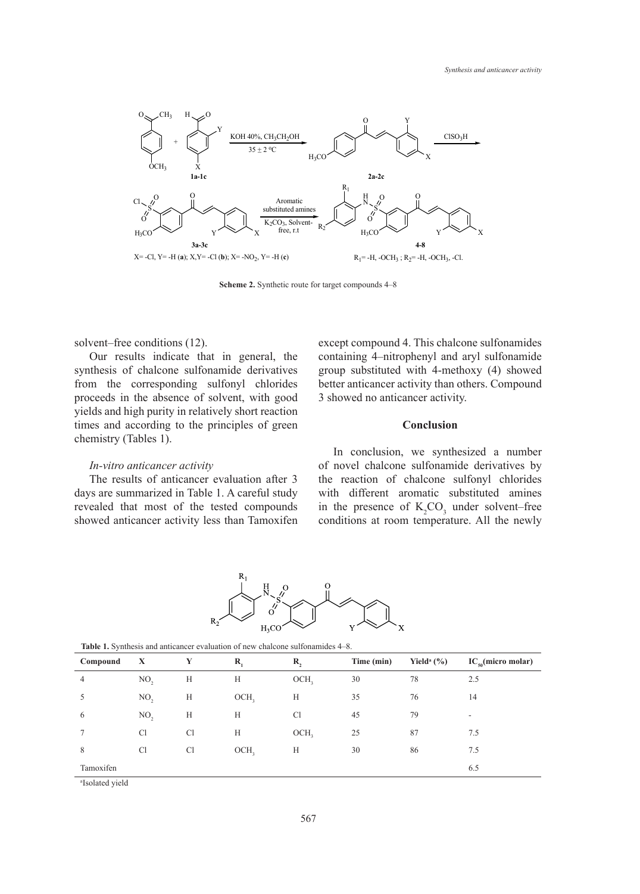Scheme 2. Synthetic route for target compounds 4–8

solvent–free conditions (12).

Our results indicate that in general, the synthesis of chalcone sulfonamide derivatives from the corresponding sulfonyl chlorides proceeds in the absence of solvent, with good yields and high purity in relatively short reaction times and according to the principles of green chemistry (Tables 1).

### *In-vitro anticancer activity*

The results of anticancer evaluation after 3 days are summarized in Table 1. A careful study revealed that most of the tested compounds showed anticancer activity less than Tamoxifen except compound 4. This chalcone sulfonamides containing 4–nitrophenyl and aryl sulfonamide group substituted with 4-methoxy (4) showed better anticancer activity than others. Compound 3 showed no anticancer activity.

## Conclusion

In conclusion, we synthesized a number of novel chalcone sulfonamide derivatives by the reaction of chalcone sulfonyl chlorides with different aromatic substituted amines in the presence of $K_2CO_3$ under solvent–free conditions at room temperature. All the newly

**Table 1.** Synthesis and anticancer evaluation of new chalcone sulfonamides 4–8.

| Compound | X | Y | $R_1$ | $R_2$ | Time (min) | Yield[a] (%) | $IC_{50}$(micro molar) |
|---|---|---|---|---|---|---|---|
| 4 | $NO_2$ | H | H | $OCH_3$ | 30 | 78 | 2.5 |
| 5 | $NO_2$ | H | $OCH_3$ | H | 35 | 76 | 14 |
| 6 | $NO_2$ | H | H | Cl | 45 | 79 | - |
| 7 | Cl | Cl | H | $OCH_3$ | 25 | 87 | 7.5 |
| 8 | Cl | Cl | $OCH_3$ | H | 30 | 86 | 7.5 |
| Tamoxifen | | | | | | | 6.5 |

[a]Isolated yield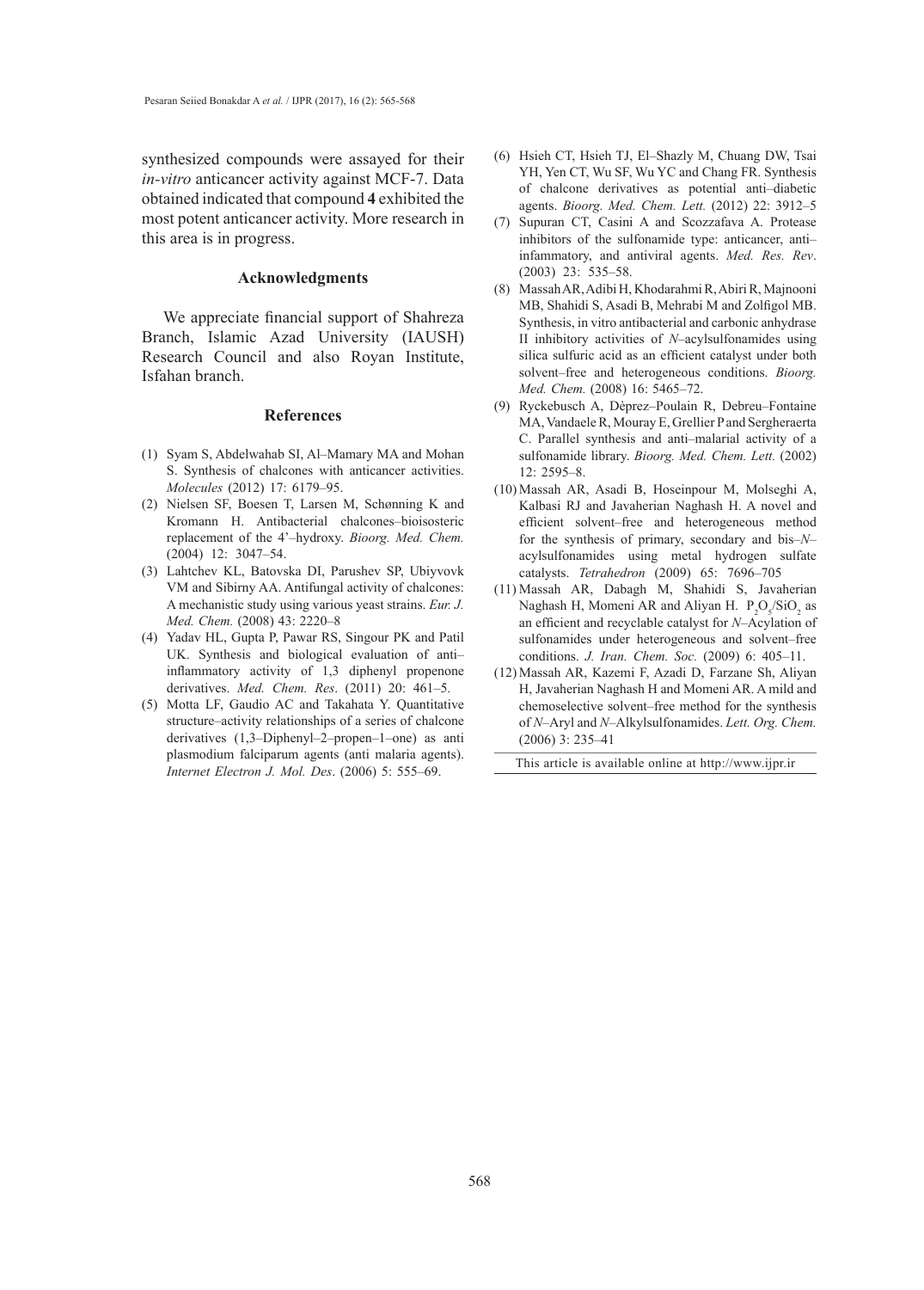synthesized compounds were assayed for their *in-vitro* anticancer activity against MCF-7. Data obtained indicated that compound **4** exhibited the most potent anticancer activity. More research in this area is in progress.

## Acknowledgments

We appreciate financial support of Shahreza Branch, Islamic Azad University (IAUSH) Research Council and also Royan Institute, Isfahan branch.

## References

(1) Syam S, Abdelwahab SI, Al–Mamary MA and Mohan S. Synthesis of chalcones with anticancer activities. *Molecules* (2012) 17: 6179–95.

(2) Nielsen SF, Boesen T, Larsen M, Schønning K and Kromann H. Antibacterial chalcones–bioisosteric replacement of the 4'–hydroxy. *Bioorg. Med. Chem.* (2004) 12: 3047–54.

(3) Lahtchev KL, Batovska DI, Parushev SP, Ubiyvovk VM and Sibirny AA. Antifungal activity of chalcones: A mechanistic study using various yeast strains. *Eur. J. Med. Chem.* (2008) 43: 2220–8

(4) Yadav HL, Gupta P, Pawar RS, Singour PK and Patil UK. Synthesis and biological evaluation of anti–inflammatory activity of 1,3 diphenyl propenone derivatives. *Med. Chem. Res*. (2011) 20: 461–5.

(5) Motta LF, Gaudio AC and Takahata Y. Quantitative structure–activity relationships of a series of chalcone derivatives (1,3–Diphenyl–2–propen–1–one) as anti plasmodium falciparum agents (anti malaria agents). *Internet Electron J. Mol. Des*. (2006) 5: 555–69.

(6) Hsieh CT, Hsieh TJ, El–Shazly M, Chuang DW, Tsai YH, Yen CT, Wu SF, Wu YC and Chang FR. Synthesis of chalcone derivatives as potential anti–diabetic agents. *Bioorg. Med. Chem. Lett.* (2012) 22: 3912–5

(7) Supuran CT, Casini A and Scozzafava A. Protease inhibitors of the sulfonamide type: anticancer, anti–infammatory, and antiviral agents. *Med. Res. Rev*. (2003) 23: 535–58.

(8) Massah AR, Adibi H, Khodarahmi R, Abiri R, Majnooni MB, Shahidi S, Asadi B, Mehrabi M and Zolfigol MB. Synthesis, in vitro antibacterial and carbonic anhydrase II inhibitory activities of *N*–acylsulfonamides using silica sulfuric acid as an efficient catalyst under both solvent–free and heterogeneous conditions. *Bioorg. Med. Chem.* (2008) 16: 5465–72.

(9) Ryckebusch A, Dèprez–Poulain R, Debreu–Fontaine MA, Vandaele R, Mouray E, Grellier P and Sergheraerta C. Parallel synthesis and anti–malarial activity of a sulfonamide library. *Bioorg. Med. Chem. Lett.* (2002) 12: 2595–8.

(10) Massah AR, Asadi B, Hoseinpour M, Molseghi A, Kalbasi RJ and Javaherian Naghash H. A novel and efficient solvent–free and heterogeneous method for the synthesis of primary, secondary and bis–*N*–acylsulfonamides using metal hydrogen sulfate catalysts. *Tetrahedron* (2009) 65: 7696–705

(11) Massah AR, Dabagh M, Shahidi S, Javaherian Naghash H, Momeni AR and Aliyan H. $P_2O_5/SiO_2$ as an efficient and recyclable catalyst for *N*–Acylation of sulfonamides under heterogeneous and solvent–free conditions. *J. Iran. Chem. Soc.* (2009) 6: 405–11.

(12) Massah AR, Kazemi F, Azadi D, Farzane Sh, Aliyan H, Javaherian Naghash H and Momeni AR. A mild and chemoselective solvent–free method for the synthesis of *N*–Aryl and *N*–Alkylsulfonamides. *Lett. Org. Chem.* (2006) 3: 235–41

This article is available online at http://www.ijpr.ir